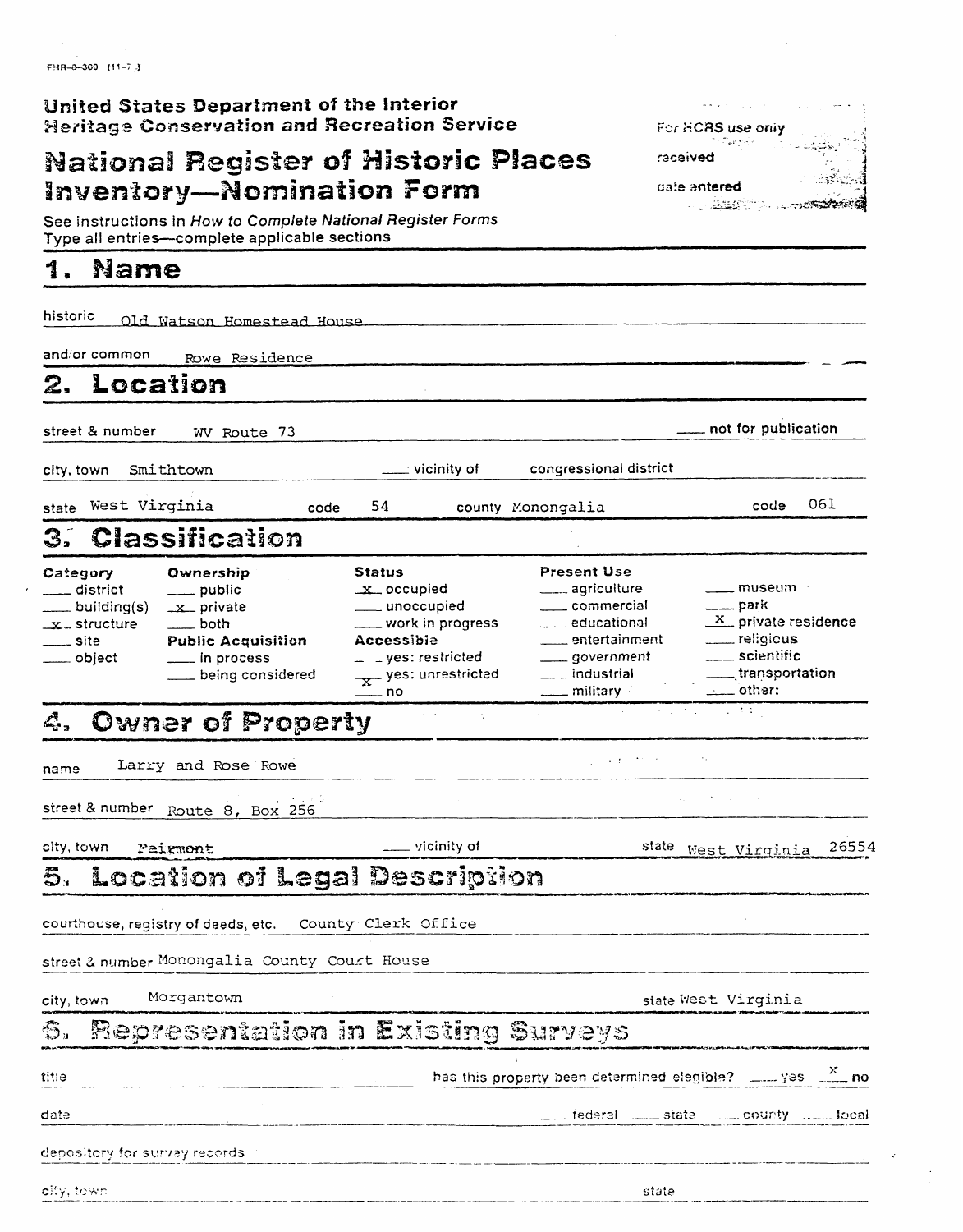FHR-8-300 (11-7 )

United States Department of the Interior
Heritage Conservation and Recreation Service

# National Register of Historic Places Inventory—Nomination Form

For HCRS use only
received
date entered

See instructions in *How to Complete National Register Forms*
Type all entries—complete applicable sections

## 1. Name

historic Old Watson Homestead House

and/or common Rowe Residence

## 2. Location

street & number WV Route 73 ___ not for publication

city, town Smithtown ___ vicinity of congressional district

state West Virginia code 54 county Monongalia code 061

## 3. Classification

| Category | Ownership | Status | Present Use | |
|---|---|---|---|---|
| ___ district | ___ public | _x_ occupied | ___ agriculture | ___ museum |
| ___ building(s) | _x_ private | ___ unoccupied | ___ commercial | ___ park |
| _x_ structure | ___ both | ___ work in progress | ___ educational | _x_ private residence |
| ___ site | **Public Acquisition** | **Accessible** | ___ entertainment | ___ religious |
| ___ object | ___ in process | ___ yes: restricted | ___ government | ___ scientific |
| | ___ being considered | _x_ yes: unrestricted | ___ industrial | ___ transportation |
| | | ___ no | ___ military | ___ other: |

## 4. Owner of Property

name Larry and Rose Rowe

street & number Route 8, Box 256

city, town Fairmont ___ vicinity of state West Virginia 26554

## 5. Location of Legal Description

courthouse, registry of deeds, etc. County Clerk Office

street & number Monongalia County Court House

city, town Morgantown state West Virginia

## 6. Representation in Existing Surveys

title has this property been determined elegible? ___ yes _x_ no

date ___ federal ___ state ___ county ___ local

depository for survey records

city, town state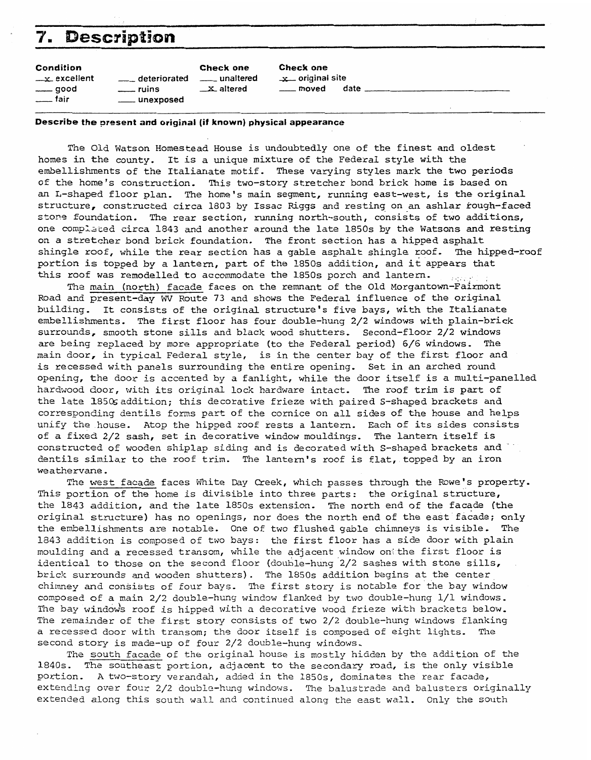# 7. Description

| Condition | | Check one | Check one |
|---|---|---|---|
| x excellent | ___ deteriorated | ___ unaltered | x original site |
| ___ good | ___ ruins | x altered | ___ moved date ___ |
| ___ fair | ___ unexposed | | |

**Describe the present and original (if known) physical appearance**

The Old Watson Homestead House is undoubtedly one of the finest and oldest homes in the county. It is a unique mixture of the Federal style with the embellishments of the Italianate motif. These varying styles mark the two periods of the home's construction. This two-story stretcher bond brick home is based on an L-shaped floor plan. The home's main segment, running east-west, is the original structure, constructed circa 1803 by Issac Riggs and resting on an ashlar rough-faced stone foundation. The rear section, running north-south, consists of two additions, one completed circa 1843 and another around the late 1850s by the Watsons and resting on a stretcher bond brick foundation. The front section has a hipped asphalt shingle roof, while the rear section has a gable asphalt shingle roof. The hipped-roof portion is topped by a lantern, part of the 1850s addition, and it appears that this roof was remodelled to accommodate the 1850s porch and lantern.

The main (north) facade faces on the remnant of the Old Morgantown-Fairmont Road and present-day WV Route 73 and shows the Federal influence of the original building. It consists of the original structure's five bays, with the Italianate embellishments. The first floor has four double-hung 2/2 windows with plain-brick surrounds, smooth stone sills and black wood shutters. Second-floor 2/2 windows are being replaced by more appropriate (to the Federal period) 6/6 windows. The main door, in typical Federal style, is in the center bay of the first floor and is recessed with panels surrounding the entire opening. Set in an arched round opening, the door is accented by a fanlight, while the door itself is a multi-panelled hardwood door, with its original lock hardware intact. The roof trim is part of the late 1850s addition; this decorative frieze with paired S-shaped brackets and corresponding dentils forms part of the cornice on all sides of the house and helps unify the house. Atop the hipped roof rests a lantern. Each of its sides consists of a fixed 2/2 sash, set in decorative window mouldings. The lantern itself is constructed of wooden shiplap siding and is decorated with S-shaped brackets and dentils similar to the roof trim. The lantern's roof is flat, topped by an iron weathervane.

The west facade faces White Day Creek, which passes through the Rowe's property. This portion of the home is divisible into three parts: the original structure, the 1843 addition, and the late 1850s extension. The north end of the facade (the original structure) has no openings, nor does the north end of the east facade; only the embellishments are notable. One of two flushed gable chimneys is visible. The 1843 addition is composed of two bays: the first floor has a side door with plain moulding and a recessed transom, while the adjacent window on the first floor is identical to those on the second floor (double-hung 2/2 sashes with stone sills, brick surrounds and wooden shutters). The 1850s addition begins at the center chimney and consists of four bays. The first story is notable for the bay window composed of a main 2/2 double-hung window flanked by two double-hung 1/1 windows. The bay window's roof is hipped with a decorative wood frieze with brackets below. The remainder of the first story consists of two 2/2 double-hung windows flanking a recessed door with transom; the door itself is composed of eight lights. The second story is made-up of four 2/2 double-hung windows.

The south facade of the original house is mostly hidden by the addition of the 1840s. The southeast portion, adjacent to the secondary road, is the only visible portion. A two-story verandah, added in the 1850s, dominates the rear facade, extending over four 2/2 double-hung windows. The balustrade and balusters originally extended along this south wall and continued along the east wall. Only the south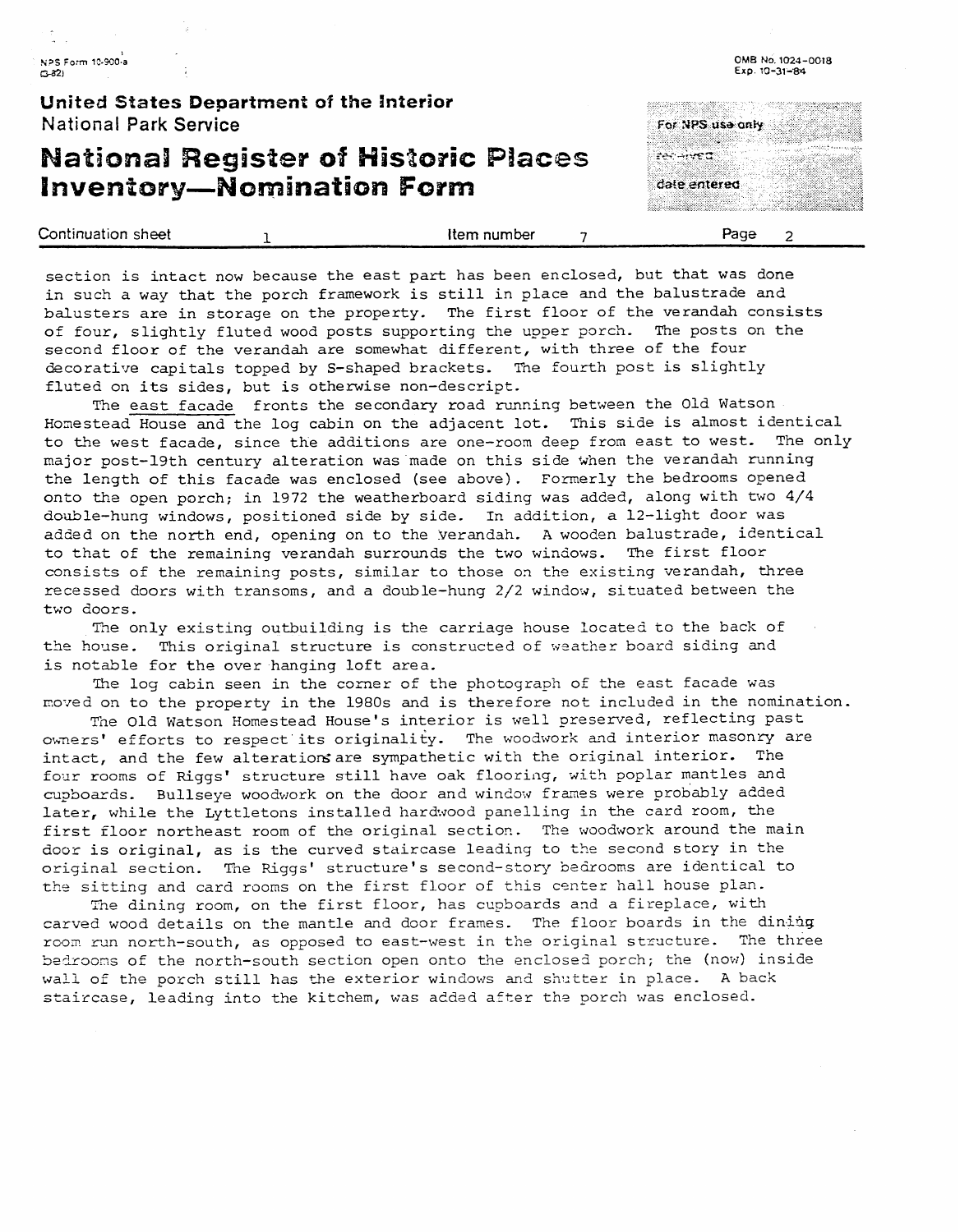section is intact now because the east part has been enclosed, but that was done in such a way that the porch framework is still in place and the balustrade and balusters are in storage on the property. The first floor of the verandah consists of four, slightly fluted wood posts supporting the upper porch. The posts on the second floor of the verandah are somewhat different, with three of the four decorative capitals topped by S-shaped brackets. The fourth post is slightly fluted on its sides, but is otherwise non-descript.

The east facade fronts the secondary road running between the Old Watson Homestead House and the log cabin on the adjacent lot. This side is almost identical to the west facade, since the additions are one-room deep from east to west. The only major post-19th century alteration was made on this side when the verandah running the length of this facade was enclosed (see above). Formerly the bedrooms opened onto the open porch; in 1972 the weatherboard siding was added, along with two 4/4 double-hung windows, positioned side by side. In addition, a 12-light door was added on the north end, opening on to the verandah. A wooden balustrade, identical to that of the remaining verandah surrounds the two windows. The first floor consists of the remaining posts, similar to those on the existing verandah, three recessed doors with transoms, and a double-hung 2/2 window, situated between the two doors.

The only existing outbuilding is the carriage house located to the back of the house. This original structure is constructed of weather board siding and is notable for the over hanging loft area.

The log cabin seen in the corner of the photograph of the east facade was moved on to the property in the 1980s and is therefore not included in the nomination.

The Old Watson Homestead House's interior is well preserved, reflecting past owners' efforts to respect its originality. The woodwork and interior masonry are intact, and the few alterations are sympathetic with the original interior. The four rooms of Riggs' structure still have oak flooring, with poplar mantles and cupboards. Bullseye woodwork on the door and window frames were probably added later, while the Lyttletons installed hardwood panelling in the card room, the first floor northeast room of the original section. The woodwork around the main door is original, as is the curved staircase leading to the second story in the original section. The Riggs' structure's second-story bedrooms are identical to the sitting and card rooms on the first floor of this center hall house plan.

The dining room, on the first floor, has cupboards and a fireplace, with carved wood details on the mantle and door frames. The floor boards in the dining room run north-south, as opposed to east-west in the original structure. The three bedrooms of the north-south section open onto the enclosed porch; the (now) inside wall of the porch still has the exterior windows and shutter in place. A back staircase, leading into the kitchem, was added after the porch was enclosed.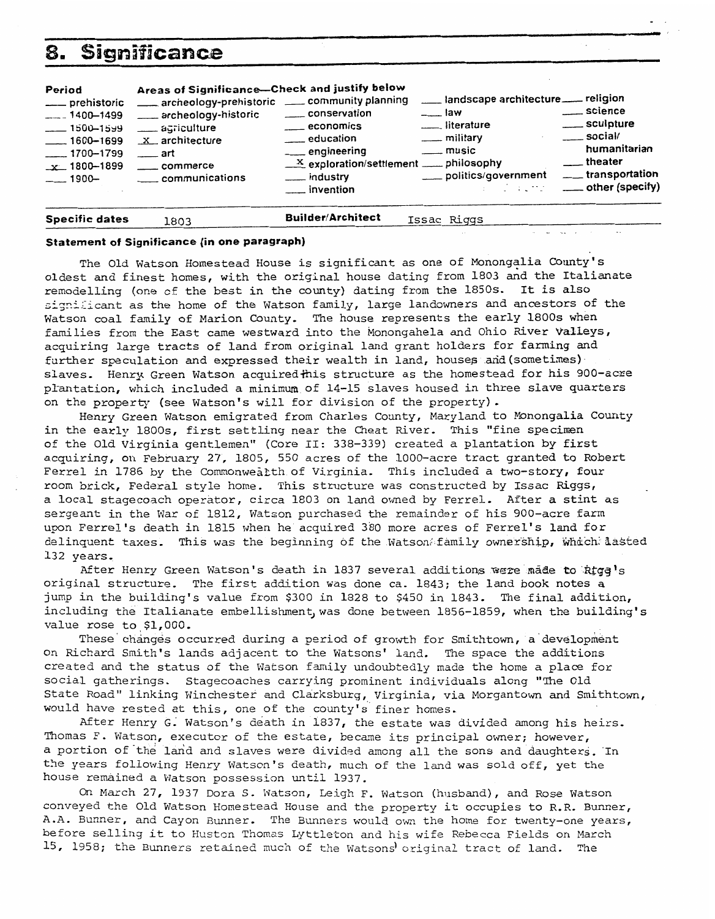## 8. Significance

**Period**

- ___ prehistoric
- ___ 1400–1499
- ___ 1500–1599
- ___ 1600–1699
- ___ 1700–1799
- _x_ 1800–1899
- ___ 1900–

**Areas of Significance—Check and justify below**

| | | | |
|---|---|---|---|
| ___ archeology-prehistoric | ___ community planning | ___ landscape architecture | ___ religion |
| ___ archeology-historic | ___ conservation | ___ law | ___ science |
| ___ agriculture | ___ economics | ___ literature | ___ sculpture |
| _X_ architecture | ___ education | ___ military | ___ social/humanitarian |
| ___ art | ___ engineering | ___ music | ___ theater |
| ___ commerce | _X_ exploration/settlement | ___ philosophy | ___ transportation |
| ___ communications | ___ industry | ___ politics/government | ___ other (specify) |
| | ___ invention | | |

**Specific dates** 1803 **Builder/Architect** Issac Riggs

**Statement of Significance (in one paragraph)**

The Old Watson Homestead House is significant as one of Monongalia County's oldest and finest homes, with the original house dating from 1803 and the Italianate remodelling (one of the best in the county) dating from the 1850s. It is also significant as the home of the Watson family, large landowners and ancestors of the Watson coal family of Marion County. The house represents the early 1800s when families from the East came westward into the Monongahela and Ohio River Valleys, acquiring large tracts of land from original land grant holders for farming and further speculation and expressed their wealth in land, houses and (sometimes) slaves. Henry Green Watson acquired this structure as the homestead for his 900-acre plantation, which included a minimum of 14-15 slaves housed in three slave quarters on the property (see Watson's will for division of the property).

Henry Green Watson emigrated from Charles County, Maryland to Monongalia County in the early 1800s, first settling near the Cheat River. This "fine specimen of the Old Virginia gentlemen" (Core II: 338-339) created a plantation by first acquiring, on February 27, 1805, 550 acres of the 1000-acre tract granted to Robert Ferrel in 1786 by the Commonwealth of Virginia. This included a two-story, four room brick, Federal style home. This structure was constructed by Issac Riggs, a local stagecoach operator, circa 1803 on land owned by Ferrel. After a stint as sergeant in the War of 1812, Watson purchased the remainder of his 900-acre farm upon Ferrel's death in 1815 when he acquired 380 more acres of Ferrel's land for delinquent taxes. This was the beginning of the Watson family ownership, which lasted 132 years.

After Henry Green Watson's death in 1837 several additions were made to Rigg's original structure. The first addition was done ca. 1843; the land book notes a jump in the building's value from $300 in 1828 to $450 in 1843. The final addition, including the Italianate embellishment, was done between 1856-1859, when the building's value rose to $1,000.

These changes occurred during a period of growth for Smithtown, a development on Richard Smith's lands adjacent to the Watsons' land. The space the additions created and the status of the Watson family undoubtedly made the home a place for social gatherings. Stagecoaches carrying prominent individuals along "The Old State Road" linking Winchester and Clarksburg, Virginia, via Morgantown and Smithtown, would have rested at this, one of the county's finer homes.

After Henry G. Watson's death in 1837, the estate was divided among his heirs. Thomas F. Watson, executor of the estate, became its principal owner; however, a portion of the land and slaves were divided among all the sons and daughters. In the years following Henry Watson's death, much of the land was sold off, yet the house remained a Watson possession until 1937.

On March 27, 1937 Dora S. Watson, Leigh F. Watson (husband), and Rose Watson conveyed the Old Watson Homestead House and the property it occupies to R.R. Bunner, A.A. Bunner, and Cayon Bunner. The Bunners would own the home for twenty-one years, before selling it to Huston Thomas Lyttleton and his wife Rebecca Fields on March 15, 1958; the Bunners retained much of the Watsons' original tract of land. The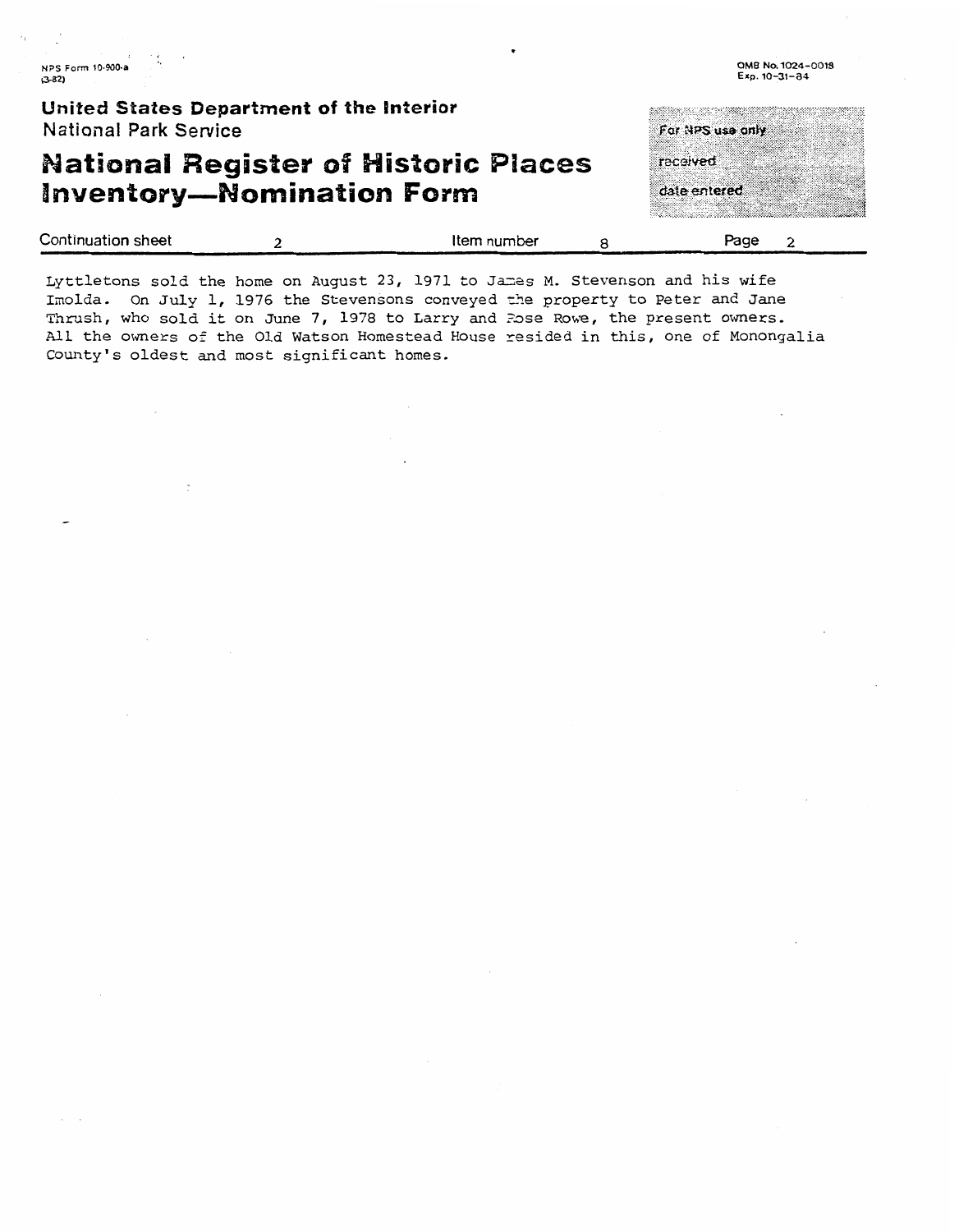NPS Form 10-900-a (3-82)

OMB No. 1024-0018
Exp. 10-31-84

**United States Department of the Interior**
National Park Service

# National Register of Historic Places Inventory—Nomination Form

For NPS use only
received
date entered

Continuation sheet 2 Item number 8 Page 2

Lyttletons sold the home on August 23, 1971 to James M. Stevenson and his wife Imolda. On July 1, 1976 the Stevensons conveyed the property to Peter and Jane Thrush, who sold it on June 7, 1978 to Larry and Rose Rowe, the present owners. All the owners of the Old Watson Homestead House resided in this, one of Monongalia County's oldest and most significant homes.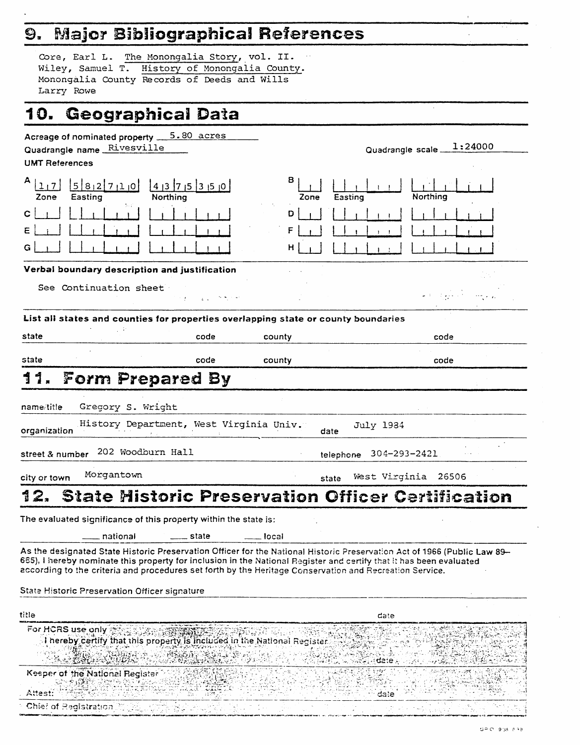## 9. Major Bibliographical References

Core, Earl L. The Monongalia Story, vol. II.
Wiley, Samuel T. History of Monongalia County.
Monongalia County Records of Deeds and Wills
Larry Rowe

## 10. Geographical Data

Acreage of nominated property 5.80 acres
Quadrangle name Rivesville
Quadrangle scale 1:24000

UMT References

| | Zone | Easting | Northing | | Zone | Easting | Northing |
|---|---|---|---|---|---|---|---|
| A | 17 | 582710 | 4375350 | B | | | |
| C | | | | D | | | |
| E | | | | F | | | |
| G | | | | H | | | |

**Verbal boundary description and justification**

See Continuation sheet

**List all states and counties for properties overlapping state or county boundaries**

| state | code | county | code |
|---|---|---|---|
| state | code | county | code |

## 11. Form Prepared By

name/title Gregory S. Wright

organization History Department, West Virginia Univ. date July 1984

street & number 202 Woodburn Hall telephone 304-293-2421

city or town Morgantown state West Virginia 26506

## 12. State Historic Preservation Officer Certification

The evaluated significance of this property within the state is:

___ national ___ state ___ local

As the designated State Historic Preservation Officer for the National Historic Preservation Act of 1966 (Public Law 89-665), I hereby nominate this property for inclusion in the National Register and certify that it has been evaluated according to the criteria and procedures set forth by the Heritage Conservation and Recreation Service.

State Historic Preservation Officer signature

title date

For HCRS use only
I hereby certify that this property is included in the National Register
date
Keeper of the National Register
Attest: date
Chief of Registration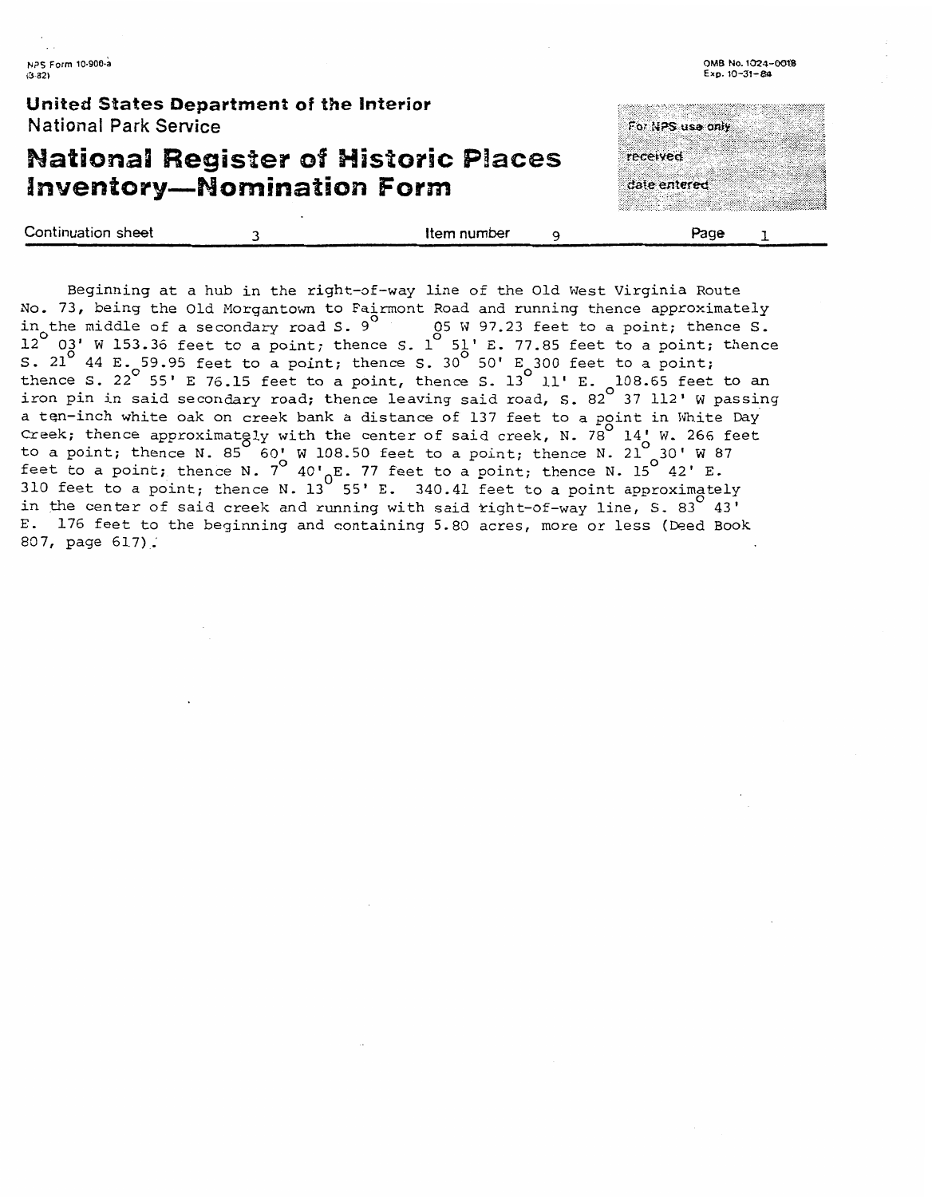NPS Form 10-900-a
(3-82)

OMB No. 1024-0018
Exp. 10-31-84

**United States Department of the Interior**
National Park Service

# National Register of Historic Places Inventory—Nomination Form

For NPS use only
received
date entered

Continuation sheet 3 | Item number 9 | Page 1

Beginning at a hub in the right-of-way line of the Old West Virginia Route No. 73, being the Old Morgantown to Fairmont Road and running thence approximately in the middle of a secondary road S. 9° 05 W 97.23 feet to a point; thence S. 12° 03' W 153.36 feet to a point; thence S. 1° 51' E. 77.85 feet to a point; thence S. 21° 44 E. 59.95 feet to a point; thence S. 30° 50' E 300 feet to a point; thence S. 22° 55' E 76.15 feet to a point, thence S. 13° 11' E. 108.65 feet to an iron pin in said secondary road; thence leaving said road, S. 82° 37 112' W passing a ten-inch white oak on creek bank a distance of 137 feet to a point in White Day Creek; thence approximately with the center of said creek, N. 78° 14' W. 266 feet to a point; thence N. 85° 60' W 108.50 feet to a point; thence N. 21° 30' W 87 feet to a point; thence N. 7° 40' E. 77 feet to a point; thence N. 15° 42' E. 310 feet to a point; thence N. 13° 55' E. 340.41 feet to a point approximately in the center of said creek and running with said right-of-way line, S. 83° 43' E. 176 feet to the beginning and containing 5.80 acres, more or less (Deed Book 807, page 617).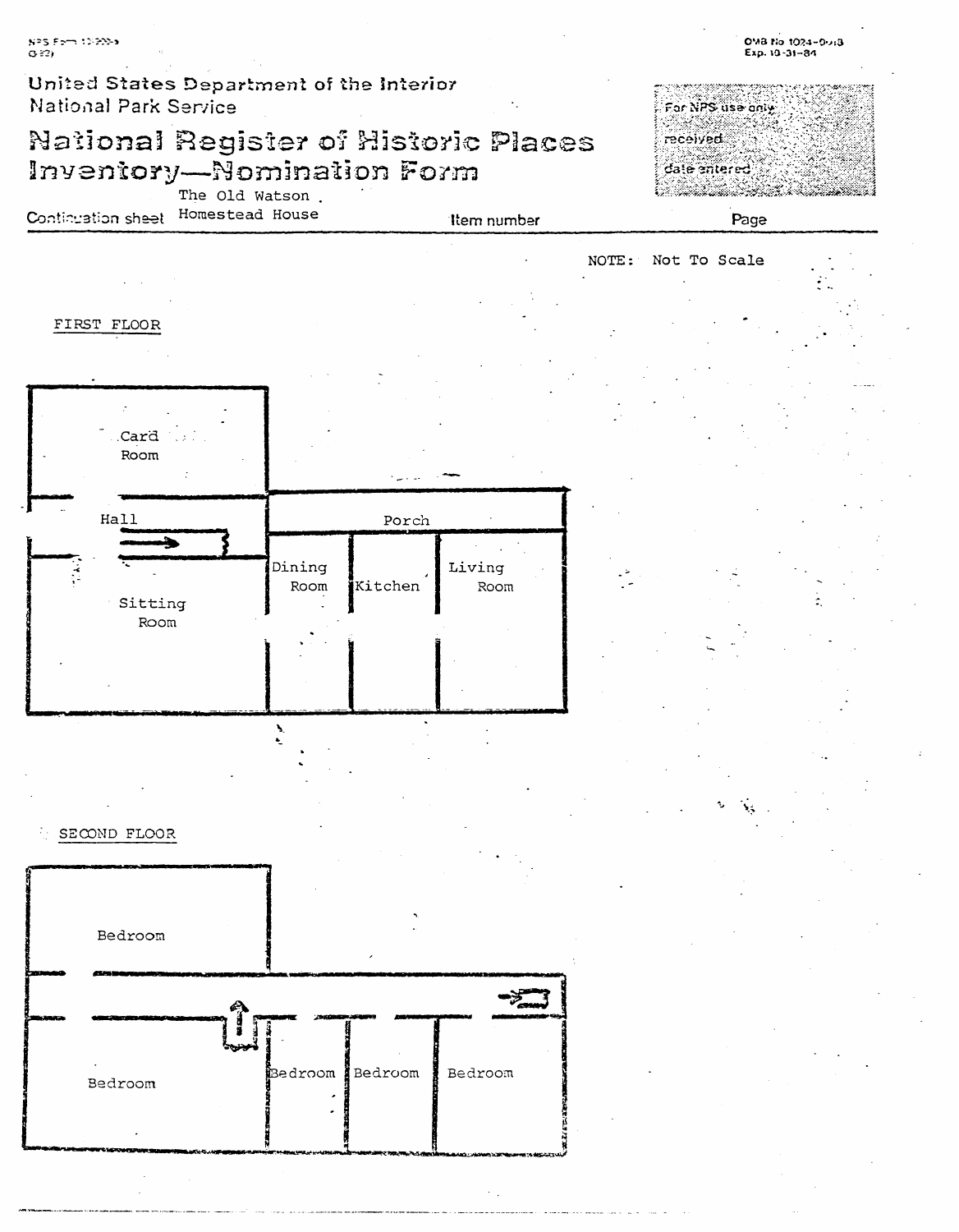United States Department of the Interior
National Park Service

# National Register of Historic Places Inventory—Nomination Form

For NPS use only
received
date entered

Continuation sheet The Old Watson Homestead House | Item number | Page

NOTE: Not To Scale

FIRST FLOOR

Card Room

Hall

Porch

Sitting Room

Dining Room

Kitchen

Living Room

SECOND FLOOR

Bedroom

Bedroom

Bedroom

Bedroom

Bedroom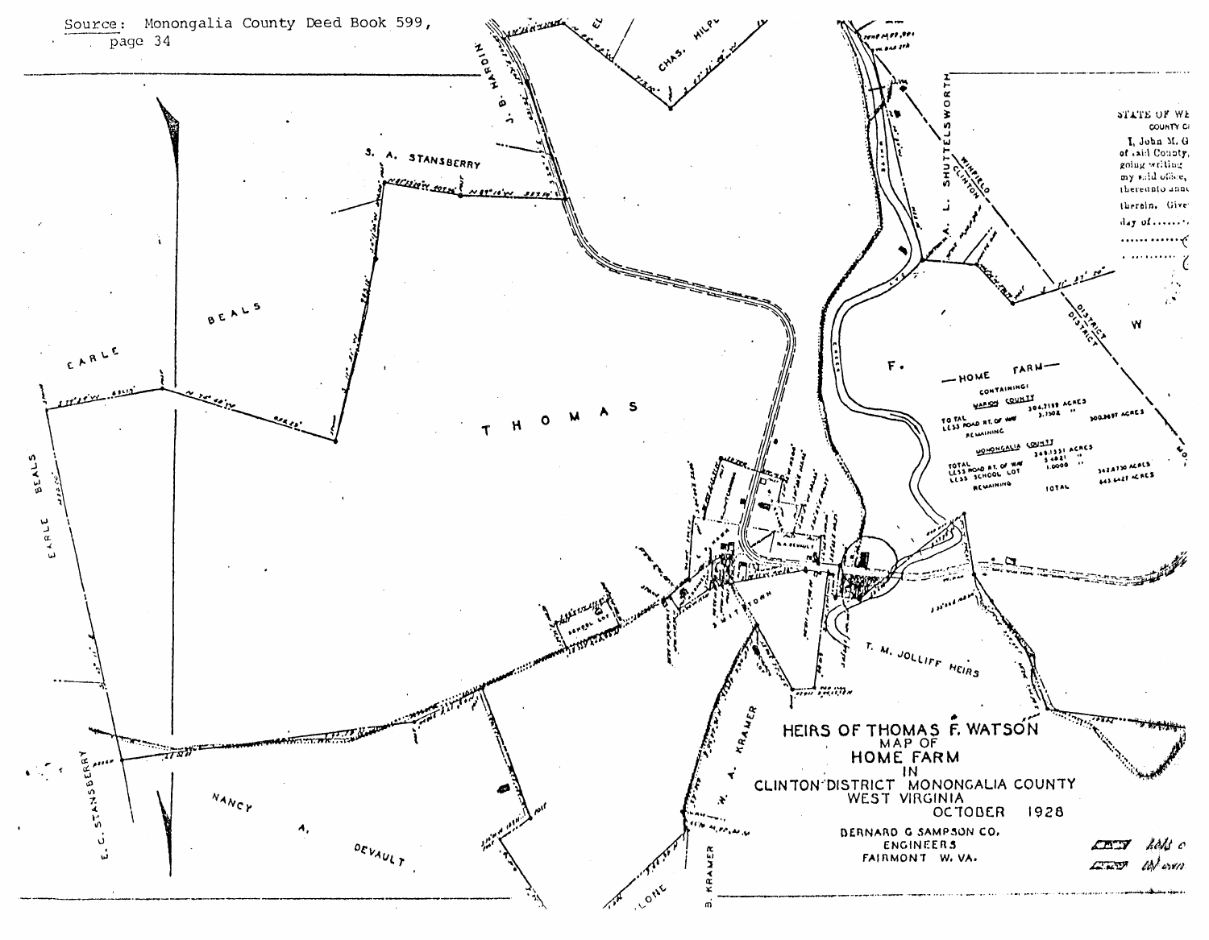Source: Monongalia County Deed Book 599, page 34

# HEIRS OF THOMAS F. WATSON

MAP OF

## HOME FARM

IN

CLINTON DISTRICT MONONGALIA COUNTY

WEST VIRGINIA

OCTOBER 1928

DERNARD G SAMPSON CO.

ENGINEERS

FAIRMONT W. VA.

—HOME FARM—

CONTAINING:

MARION COUNTY

| | | |
|---|---|---|
| TOTAL | 304.7189 ACRES | |
| LESS ROAD RT. OF WAY | 3.7502 " | |
| REMAINING | | 300.9687 ACRES |

MONONGALIA COUNTY

| | | |
|---|---|---|
| TOTAL | 349.1331 ACRES | |
| LESS ROAD RT. OF WAY | 3.4821 " | |
| LESS SCHOOL LOT | 1.0000 " | |
| REMAINING | | 342.8730 ACRES |
| | TOTAL | 643.6427 ACRES |

THOMAS F.

EARLE BEALS

S. A. STANSBERRY

J. B. HARDIN

CHAS. HILPL

A. L. SHUTTELSWORTH

WINFIELD CLINTON DISTRICT DISTRICT

E. C. STANSBERRY

NANCY A. DEVAULT

W. A. KRAMER

B. KRAMER

T. M. JOLLIFF HEIRS

SMITHTOWN

SCHOOL LOT

CREEK

STATE OF WE... COUNTY C... I, John M. G... of said County,... going writing... my said office,... thereunto anne... therein. Give... day of......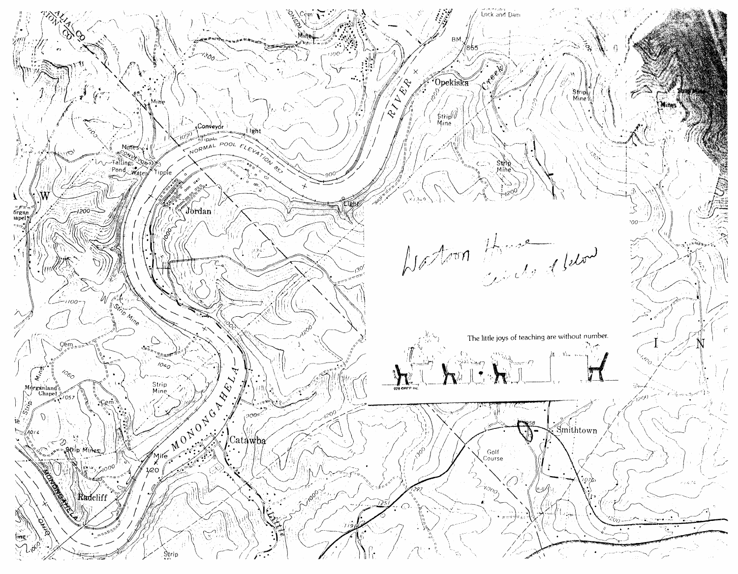Watson House
circled below

The little joys of teaching are without number.